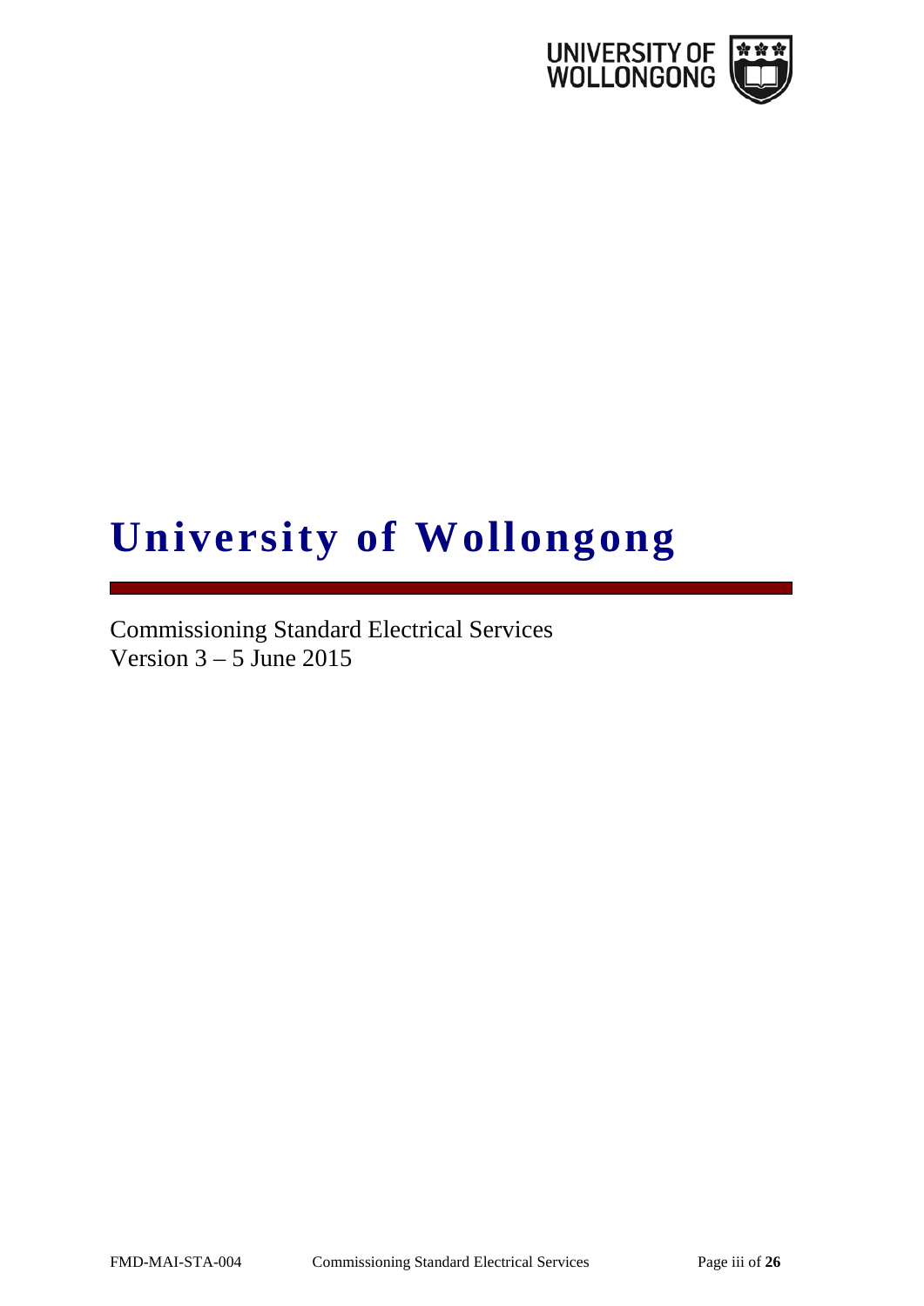# University of Wollongong

Commissioning Standard Electrical Services
Version 3 – 5 June 2015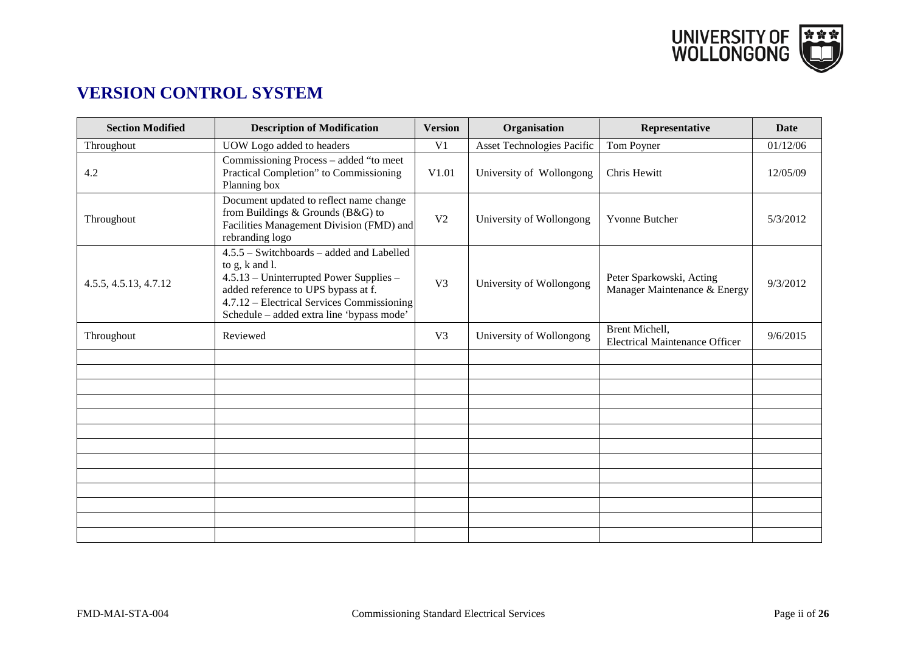# VERSION CONTROL SYSTEM

| Section Modified | Description of Modification | Version | Organisation | Representative | Date |
|---|---|---|---|---|---|
| Throughout | UOW Logo added to headers | V1 | Asset Technologies Pacific | Tom Poyner | 01/12/06 |
| 4.2 | Commissioning Process – added "to meet Practical Completion" to Commissioning Planning box | V1.01 | University of Wollongong | Chris Hewitt | 12/05/09 |
| Throughout | Document updated to reflect name change from Buildings & Grounds (B&G) to Facilities Management Division (FMD) and rebranding logo | V2 | University of Wollongong | Yvonne Butcher | 5/3/2012 |
| 4.5.5, 4.5.13, 4.7.12 | 4.5.5 – Switchboards – added and Labelled to g, k and l. 4.5.13 – Uninterrupted Power Supplies – added reference to UPS bypass at f. 4.7.12 – Electrical Services Commissioning Schedule – added extra line 'bypass mode' | V3 | University of Wollongong | Peter Sparkowski, Acting Manager Maintenance & Energy | 9/3/2012 |
| Throughout | Reviewed | V3 | University of Wollongong | Brent Michell, Electrical Maintenance Officer | 9/6/2015 |
| | | | | | |
| | | | | | |
| | | | | | |
| | | | | | |
| | | | | | |
| | | | | | |
| | | | | | |
| | | | | | |
| | | | | | |
| | | | | | |
| | | | | | |
| | | | | | |
| | | | | | |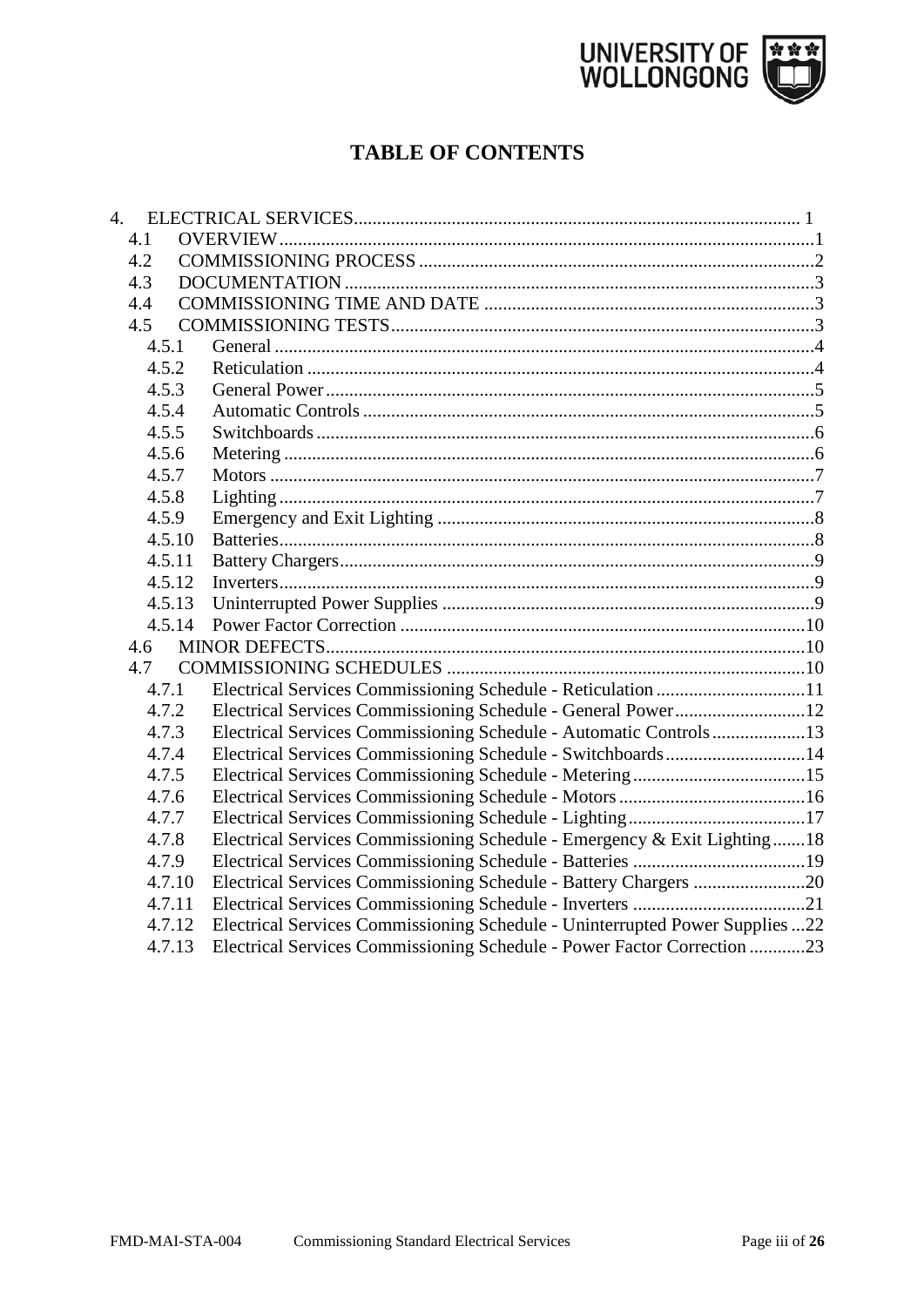# TABLE OF CONTENTS

4. ELECTRICAL SERVICES ... 1
  - 4.1 OVERVIEW ... 1
  - 4.2 COMMISSIONING PROCESS ... 2
  - 4.3 DOCUMENTATION ... 3
  - 4.4 COMMISSIONING TIME AND DATE ... 3
  - 4.5 COMMISSIONING TESTS ... 3
    - 4.5.1 General ... 4
    - 4.5.2 Reticulation ... 4
    - 4.5.3 General Power ... 5
    - 4.5.4 Automatic Controls ... 5
    - 4.5.5 Switchboards ... 6
    - 4.5.6 Metering ... 6
    - 4.5.7 Motors ... 7
    - 4.5.8 Lighting ... 7
    - 4.5.9 Emergency and Exit Lighting ... 8
    - 4.5.10 Batteries ... 8
    - 4.5.11 Battery Chargers ... 9
    - 4.5.12 Inverters ... 9
    - 4.5.13 Uninterrupted Power Supplies ... 9
    - 4.5.14 Power Factor Correction ... 10
  - 4.6 MINOR DEFECTS ... 10
  - 4.7 COMMISSIONING SCHEDULES ... 10
    - 4.7.1 Electrical Services Commissioning Schedule - Reticulation ... 11
    - 4.7.2 Electrical Services Commissioning Schedule - General Power ... 12
    - 4.7.3 Electrical Services Commissioning Schedule - Automatic Controls ... 13
    - 4.7.4 Electrical Services Commissioning Schedule - Switchboards ... 14
    - 4.7.5 Electrical Services Commissioning Schedule - Metering ... 15
    - 4.7.6 Electrical Services Commissioning Schedule - Motors ... 16
    - 4.7.7 Electrical Services Commissioning Schedule - Lighting ... 17
    - 4.7.8 Electrical Services Commissioning Schedule - Emergency & Exit Lighting ... 18
    - 4.7.9 Electrical Services Commissioning Schedule - Batteries ... 19
    - 4.7.10 Electrical Services Commissioning Schedule - Battery Chargers ... 20
    - 4.7.11 Electrical Services Commissioning Schedule - Inverters ... 21
    - 4.7.12 Electrical Services Commissioning Schedule - Uninterrupted Power Supplies ... 22
    - 4.7.13 Electrical Services Commissioning Schedule - Power Factor Correction ... 23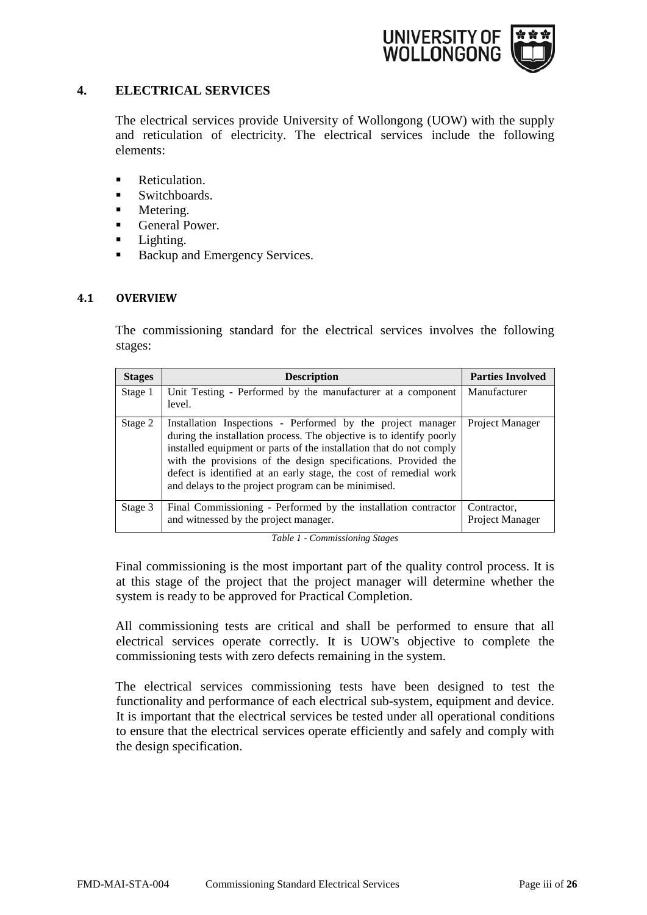# 4. ELECTRICAL SERVICES

The electrical services provide University of Wollongong (UOW) with the supply and reticulation of electricity. The electrical services include the following elements:

- Reticulation.
- Switchboards.
- Metering.
- General Power.
- Lighting.
- Backup and Emergency Services.

## 4.1 OVERVIEW

The commissioning standard for the electrical services involves the following stages:

| Stages | Description | Parties Involved |
|---|---|---|
| Stage 1 | Unit Testing - Performed by the manufacturer at a component level. | Manufacturer |
| Stage 2 | Installation Inspections - Performed by the project manager during the installation process. The objective is to identify poorly installed equipment or parts of the installation that do not comply with the provisions of the design specifications. Provided the defect is identified at an early stage, the cost of remedial work and delays to the project program can be minimised. | Project Manager |
| Stage 3 | Final Commissioning - Performed by the installation contractor and witnessed by the project manager. | Contractor, Project Manager |

*Table 1 - Commissioning Stages*

Final commissioning is the most important part of the quality control process. It is at this stage of the project that the project manager will determine whether the system is ready to be approved for Practical Completion.

All commissioning tests are critical and shall be performed to ensure that all electrical services operate correctly. It is UOW's objective to complete the commissioning tests with zero defects remaining in the system.

The electrical services commissioning tests have been designed to test the functionality and performance of each electrical sub-system, equipment and device. It is important that the electrical services be tested under all operational conditions to ensure that the electrical services operate efficiently and safely and comply with the design specification.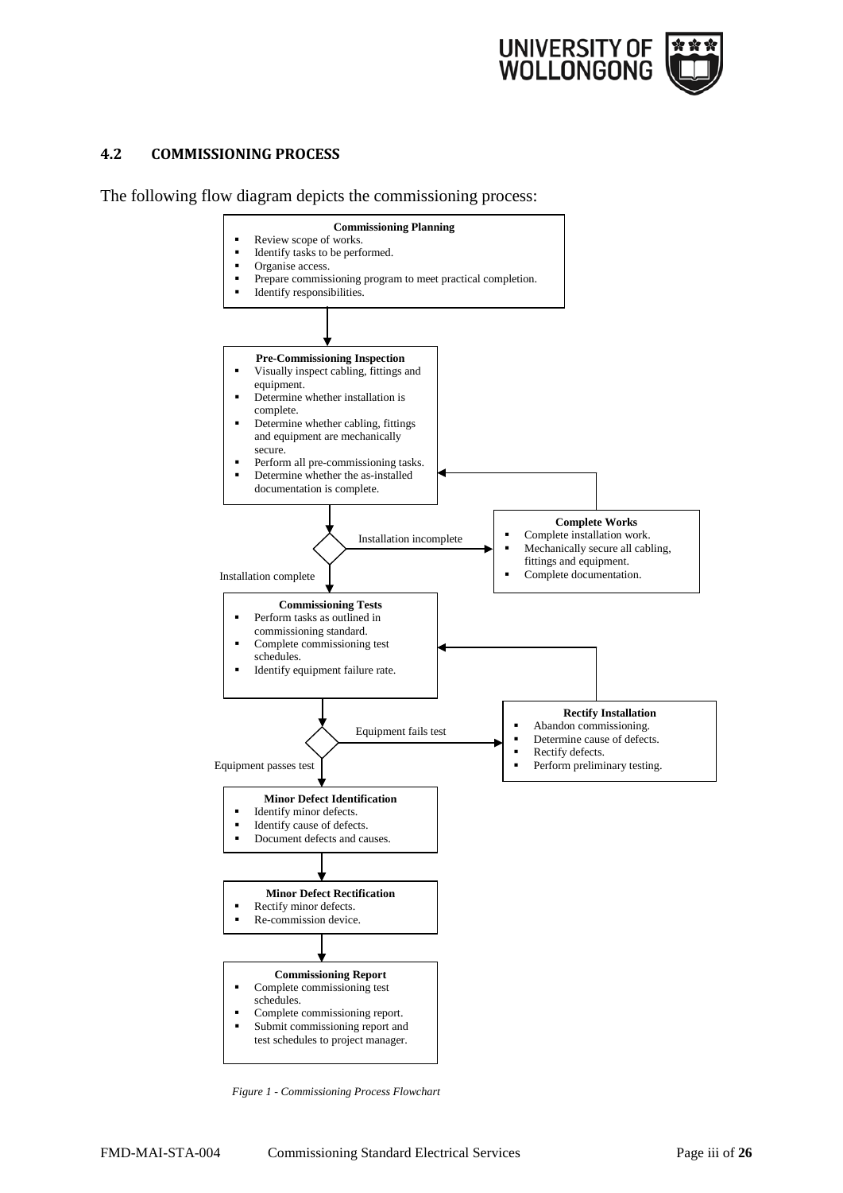### 4.2 COMMISSIONING PROCESS

The following flow diagram depicts the commissioning process:

**Commissioning Planning**

- Review scope of works.
- Identify tasks to be performed.
- Organise access.
- Prepare commissioning program to meet practical completion.
- Identify responsibilities.

**Pre-Commissioning Inspection**

- Visually inspect cabling, fittings and equipment.
- Determine whether installation is complete.
- Determine whether cabling, fittings and equipment are mechanically secure.
- Perform all pre-commissioning tasks.
- Determine whether the as-installed documentation is complete.

Installation incomplete →

**Complete Works**

- Complete installation work.
- Mechanically secure all cabling, fittings and equipment.
- Complete documentation.

Installation complete →

**Commissioning Tests**

- Perform tasks as outlined in commissioning standard.
- Complete commissioning test schedules.
- Identify equipment failure rate.

Equipment fails test →

**Rectify Installation**

- Abandon commissioning.
- Determine cause of defects.
- Rectify defects.
- Perform preliminary testing.

Equipment passes test →

**Minor Defect Identification**

- Identify minor defects.
- Identify cause of defects.
- Document defects and causes.

**Minor Defect Rectification**

- Rectify minor defects.
- Re-commission device.

**Commissioning Report**

- Complete commissioning test schedules.
- Complete commissioning report.
- Submit commissioning report and test schedules to project manager.

*Figure 1 - Commissioning Process Flowchart*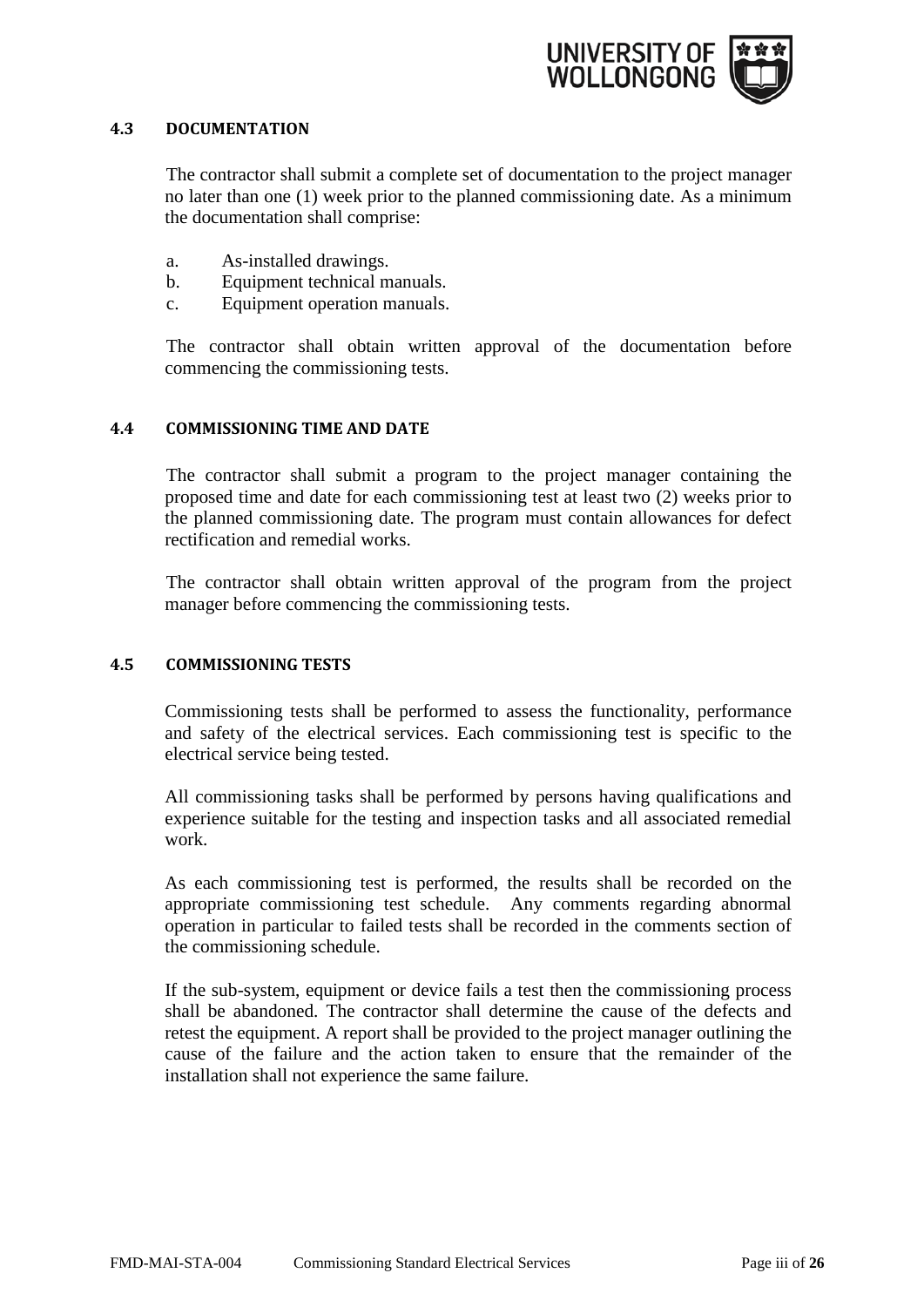### 4.3 DOCUMENTATION

The contractor shall submit a complete set of documentation to the project manager no later than one (1) week prior to the planned commissioning date. As a minimum the documentation shall comprise:

a. As-installed drawings.
b. Equipment technical manuals.
c. Equipment operation manuals.

The contractor shall obtain written approval of the documentation before commencing the commissioning tests.

### 4.4 COMMISSIONING TIME AND DATE

The contractor shall submit a program to the project manager containing the proposed time and date for each commissioning test at least two (2) weeks prior to the planned commissioning date. The program must contain allowances for defect rectification and remedial works.

The contractor shall obtain written approval of the program from the project manager before commencing the commissioning tests.

### 4.5 COMMISSIONING TESTS

Commissioning tests shall be performed to assess the functionality, performance and safety of the electrical services. Each commissioning test is specific to the electrical service being tested.

All commissioning tasks shall be performed by persons having qualifications and experience suitable for the testing and inspection tasks and all associated remedial work.

As each commissioning test is performed, the results shall be recorded on the appropriate commissioning test schedule. Any comments regarding abnormal operation in particular to failed tests shall be recorded in the comments section of the commissioning schedule.

If the sub-system, equipment or device fails a test then the commissioning process shall be abandoned. The contractor shall determine the cause of the defects and retest the equipment. A report shall be provided to the project manager outlining the cause of the failure and the action taken to ensure that the remainder of the installation shall not experience the same failure.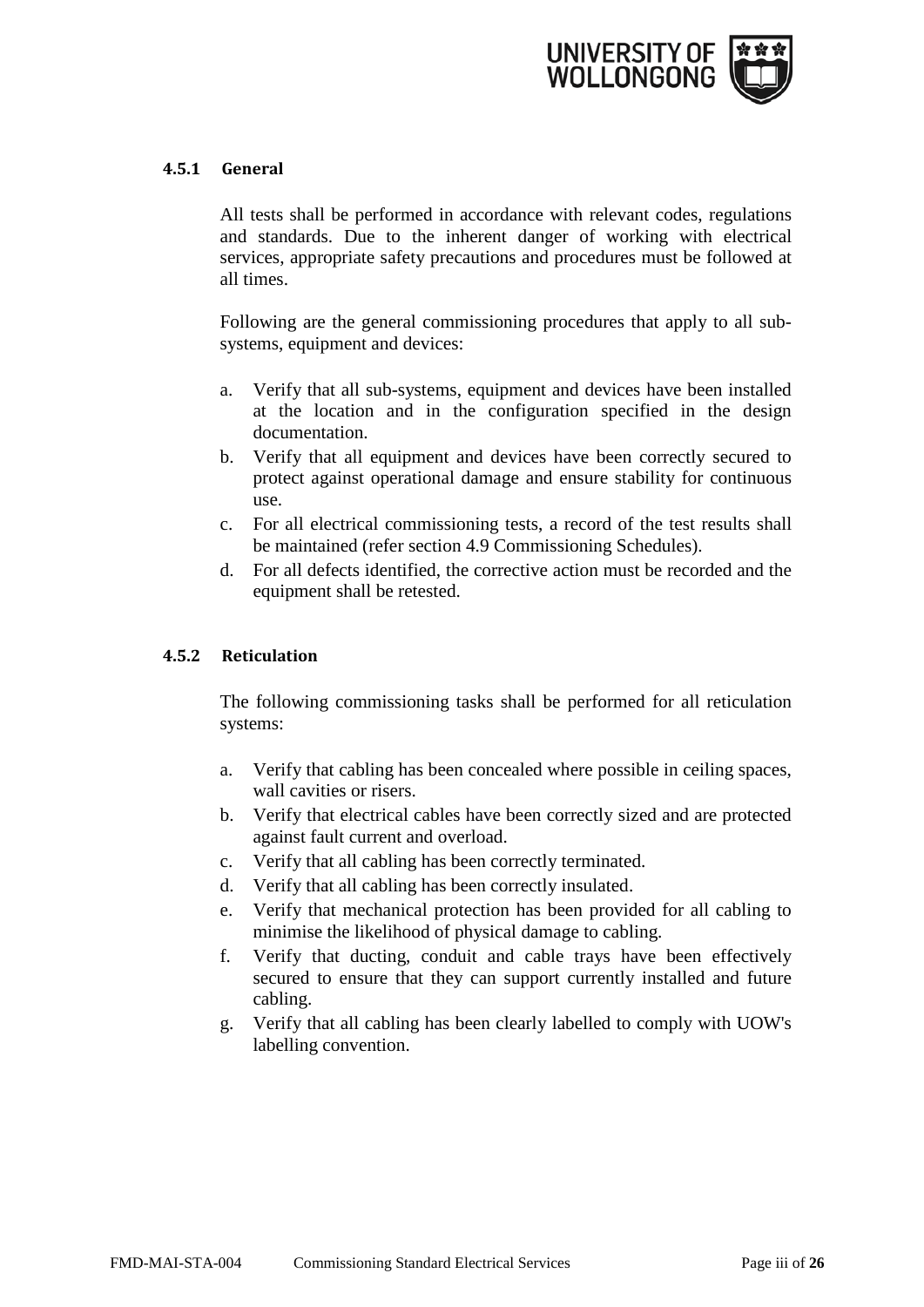### 4.5.1 General

All tests shall be performed in accordance with relevant codes, regulations and standards. Due to the inherent danger of working with electrical services, appropriate safety precautions and procedures must be followed at all times.

Following are the general commissioning procedures that apply to all sub-systems, equipment and devices:

a. Verify that all sub-systems, equipment and devices have been installed at the location and in the configuration specified in the design documentation.
b. Verify that all equipment and devices have been correctly secured to protect against operational damage and ensure stability for continuous use.
c. For all electrical commissioning tests, a record of the test results shall be maintained (refer section 4.9 Commissioning Schedules).
d. For all defects identified, the corrective action must be recorded and the equipment shall be retested.

### 4.5.2 Reticulation

The following commissioning tasks shall be performed for all reticulation systems:

a. Verify that cabling has been concealed where possible in ceiling spaces, wall cavities or risers.
b. Verify that electrical cables have been correctly sized and are protected against fault current and overload.
c. Verify that all cabling has been correctly terminated.
d. Verify that all cabling has been correctly insulated.
e. Verify that mechanical protection has been provided for all cabling to minimise the likelihood of physical damage to cabling.
f. Verify that ducting, conduit and cable trays have been effectively secured to ensure that they can support currently installed and future cabling.
g. Verify that all cabling has been clearly labelled to comply with UOW's labelling convention.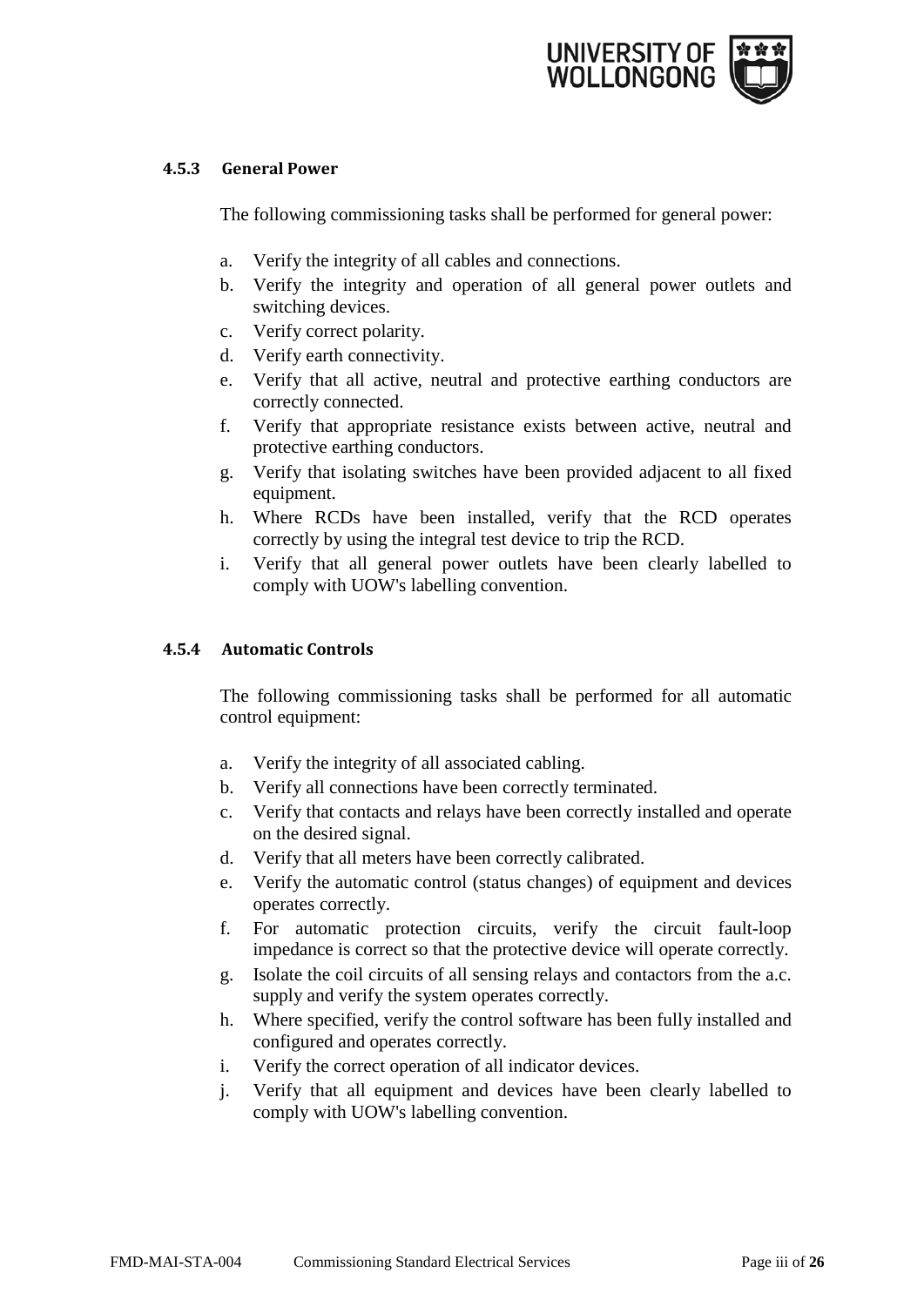#### 4.5.3 General Power

The following commissioning tasks shall be performed for general power:

a. Verify the integrity of all cables and connections.
b. Verify the integrity and operation of all general power outlets and switching devices.
c. Verify correct polarity.
d. Verify earth connectivity.
e. Verify that all active, neutral and protective earthing conductors are correctly connected.
f. Verify that appropriate resistance exists between active, neutral and protective earthing conductors.
g. Verify that isolating switches have been provided adjacent to all fixed equipment.
h. Where RCDs have been installed, verify that the RCD operates correctly by using the integral test device to trip the RCD.
i. Verify that all general power outlets have been clearly labelled to comply with UOW's labelling convention.

#### 4.5.4 Automatic Controls

The following commissioning tasks shall be performed for all automatic control equipment:

a. Verify the integrity of all associated cabling.
b. Verify all connections have been correctly terminated.
c. Verify that contacts and relays have been correctly installed and operate on the desired signal.
d. Verify that all meters have been correctly calibrated.
e. Verify the automatic control (status changes) of equipment and devices operates correctly.
f. For automatic protection circuits, verify the circuit fault-loop impedance is correct so that the protective device will operate correctly.
g. Isolate the coil circuits of all sensing relays and contactors from the a.c. supply and verify the system operates correctly.
h. Where specified, verify the control software has been fully installed and configured and operates correctly.
i. Verify the correct operation of all indicator devices.
j. Verify that all equipment and devices have been clearly labelled to comply with UOW's labelling convention.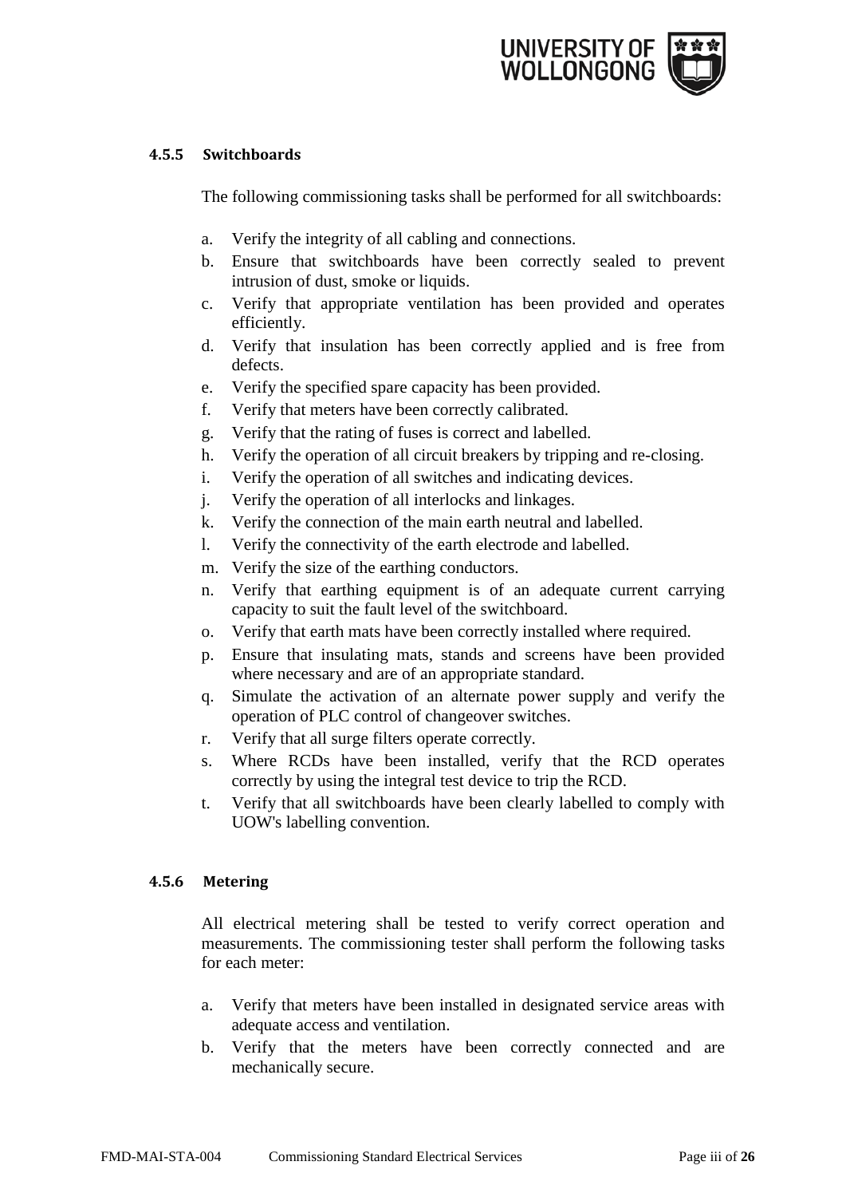#### 4.5.5 Switchboards

The following commissioning tasks shall be performed for all switchboards:

a. Verify the integrity of all cabling and connections.
b. Ensure that switchboards have been correctly sealed to prevent intrusion of dust, smoke or liquids.
c. Verify that appropriate ventilation has been provided and operates efficiently.
d. Verify that insulation has been correctly applied and is free from defects.
e. Verify the specified spare capacity has been provided.
f. Verify that meters have been correctly calibrated.
g. Verify that the rating of fuses is correct and labelled.
h. Verify the operation of all circuit breakers by tripping and re-closing.
i. Verify the operation of all switches and indicating devices.
j. Verify the operation of all interlocks and linkages.
k. Verify the connection of the main earth neutral and labelled.
l. Verify the connectivity of the earth electrode and labelled.
m. Verify the size of the earthing conductors.
n. Verify that earthing equipment is of an adequate current carrying capacity to suit the fault level of the switchboard.
o. Verify that earth mats have been correctly installed where required.
p. Ensure that insulating mats, stands and screens have been provided where necessary and are of an appropriate standard.
q. Simulate the activation of an alternate power supply and verify the operation of PLC control of changeover switches.
r. Verify that all surge filters operate correctly.
s. Where RCDs have been installed, verify that the RCD operates correctly by using the integral test device to trip the RCD.
t. Verify that all switchboards have been clearly labelled to comply with UOW's labelling convention.

#### 4.5.6 Metering

All electrical metering shall be tested to verify correct operation and measurements. The commissioning tester shall perform the following tasks for each meter:

a. Verify that meters have been installed in designated service areas with adequate access and ventilation.
b. Verify that the meters have been correctly connected and are mechanically secure.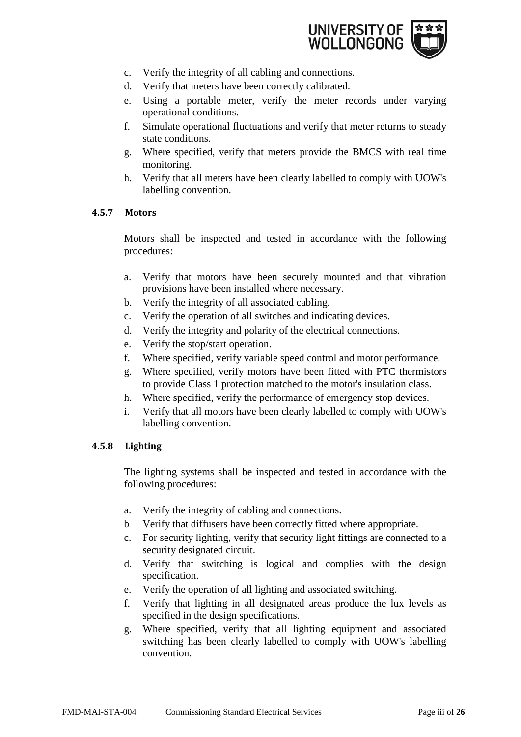c. Verify the integrity of all cabling and connections.
d. Verify that meters have been correctly calibrated.
e. Using a portable meter, verify the meter records under varying operational conditions.
f. Simulate operational fluctuations and verify that meter returns to steady state conditions.
g. Where specified, verify that meters provide the BMCS with real time monitoring.
h. Verify that all meters have been clearly labelled to comply with UOW's labelling convention.

#### 4.5.7 Motors

Motors shall be inspected and tested in accordance with the following procedures:

a. Verify that motors have been securely mounted and that vibration provisions have been installed where necessary.
b. Verify the integrity of all associated cabling.
c. Verify the operation of all switches and indicating devices.
d. Verify the integrity and polarity of the electrical connections.
e. Verify the stop/start operation.
f. Where specified, verify variable speed control and motor performance.
g. Where specified, verify motors have been fitted with PTC thermistors to provide Class 1 protection matched to the motor's insulation class.
h. Where specified, verify the performance of emergency stop devices.
i. Verify that all motors have been clearly labelled to comply with UOW's labelling convention.

#### 4.5.8 Lighting

The lighting systems shall be inspected and tested in accordance with the following procedures:

a. Verify the integrity of cabling and connections.
b Verify that diffusers have been correctly fitted where appropriate.
c. For security lighting, verify that security light fittings are connected to a security designated circuit.
d. Verify that switching is logical and complies with the design specification.
e. Verify the operation of all lighting and associated switching.
f. Verify that lighting in all designated areas produce the lux levels as specified in the design specifications.
g. Where specified, verify that all lighting equipment and associated switching has been clearly labelled to comply with UOW's labelling convention.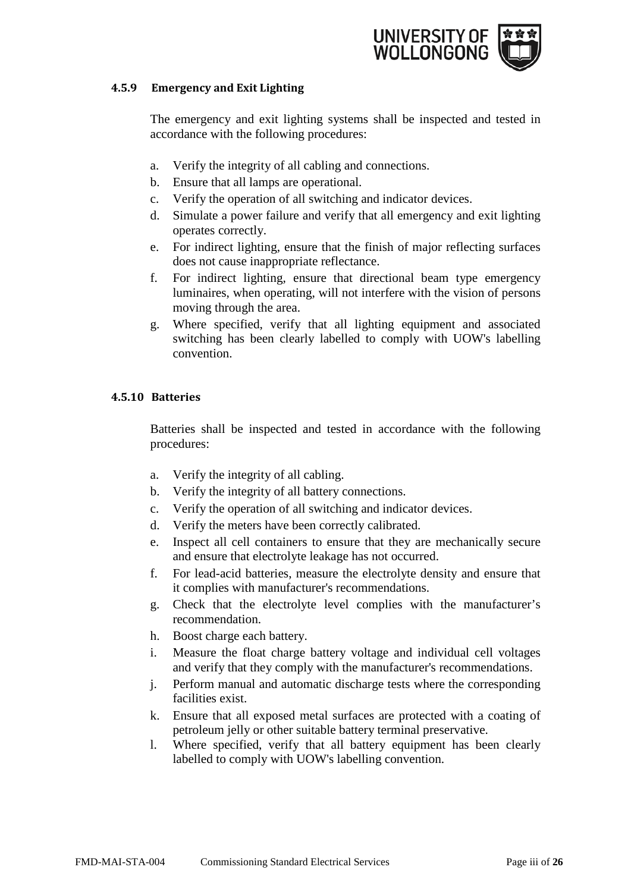#### 4.5.9 Emergency and Exit Lighting

The emergency and exit lighting systems shall be inspected and tested in accordance with the following procedures:

a. Verify the integrity of all cabling and connections.
b. Ensure that all lamps are operational.
c. Verify the operation of all switching and indicator devices.
d. Simulate a power failure and verify that all emergency and exit lighting operates correctly.
e. For indirect lighting, ensure that the finish of major reflecting surfaces does not cause inappropriate reflectance.
f. For indirect lighting, ensure that directional beam type emergency luminaires, when operating, will not interfere with the vision of persons moving through the area.
g. Where specified, verify that all lighting equipment and associated switching has been clearly labelled to comply with UOW's labelling convention.

#### 4.5.10 Batteries

Batteries shall be inspected and tested in accordance with the following procedures:

a. Verify the integrity of all cabling.
b. Verify the integrity of all battery connections.
c. Verify the operation of all switching and indicator devices.
d. Verify the meters have been correctly calibrated.
e. Inspect all cell containers to ensure that they are mechanically secure and ensure that electrolyte leakage has not occurred.
f. For lead-acid batteries, measure the electrolyte density and ensure that it complies with manufacturer's recommendations.
g. Check that the electrolyte level complies with the manufacturer's recommendation.
h. Boost charge each battery.
i. Measure the float charge battery voltage and individual cell voltages and verify that they comply with the manufacturer's recommendations.
j. Perform manual and automatic discharge tests where the corresponding facilities exist.
k. Ensure that all exposed metal surfaces are protected with a coating of petroleum jelly or other suitable battery terminal preservative.
l. Where specified, verify that all battery equipment has been clearly labelled to comply with UOW's labelling convention.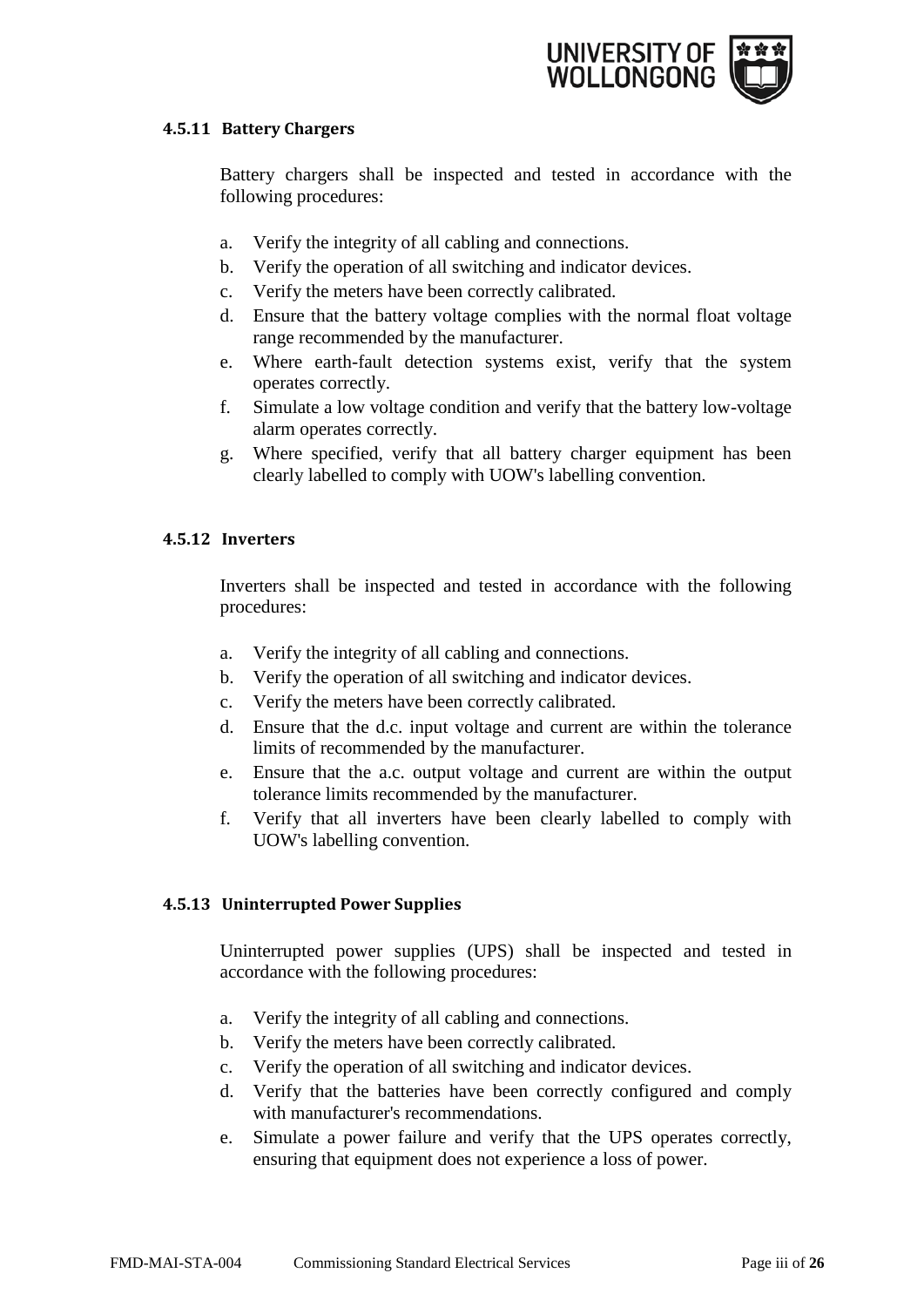#### 4.5.11 Battery Chargers

Battery chargers shall be inspected and tested in accordance with the following procedures:

a. Verify the integrity of all cabling and connections.
b. Verify the operation of all switching and indicator devices.
c. Verify the meters have been correctly calibrated.
d. Ensure that the battery voltage complies with the normal float voltage range recommended by the manufacturer.
e. Where earth-fault detection systems exist, verify that the system operates correctly.
f. Simulate a low voltage condition and verify that the battery low-voltage alarm operates correctly.
g. Where specified, verify that all battery charger equipment has been clearly labelled to comply with UOW's labelling convention.

#### 4.5.12 Inverters

Inverters shall be inspected and tested in accordance with the following procedures:

a. Verify the integrity of all cabling and connections.
b. Verify the operation of all switching and indicator devices.
c. Verify the meters have been correctly calibrated.
d. Ensure that the d.c. input voltage and current are within the tolerance limits of recommended by the manufacturer.
e. Ensure that the a.c. output voltage and current are within the output tolerance limits recommended by the manufacturer.
f. Verify that all inverters have been clearly labelled to comply with UOW's labelling convention.

#### 4.5.13 Uninterrupted Power Supplies

Uninterrupted power supplies (UPS) shall be inspected and tested in accordance with the following procedures:

a. Verify the integrity of all cabling and connections.
b. Verify the meters have been correctly calibrated.
c. Verify the operation of all switching and indicator devices.
d. Verify that the batteries have been correctly configured and comply with manufacturer's recommendations.
e. Simulate a power failure and verify that the UPS operates correctly, ensuring that equipment does not experience a loss of power.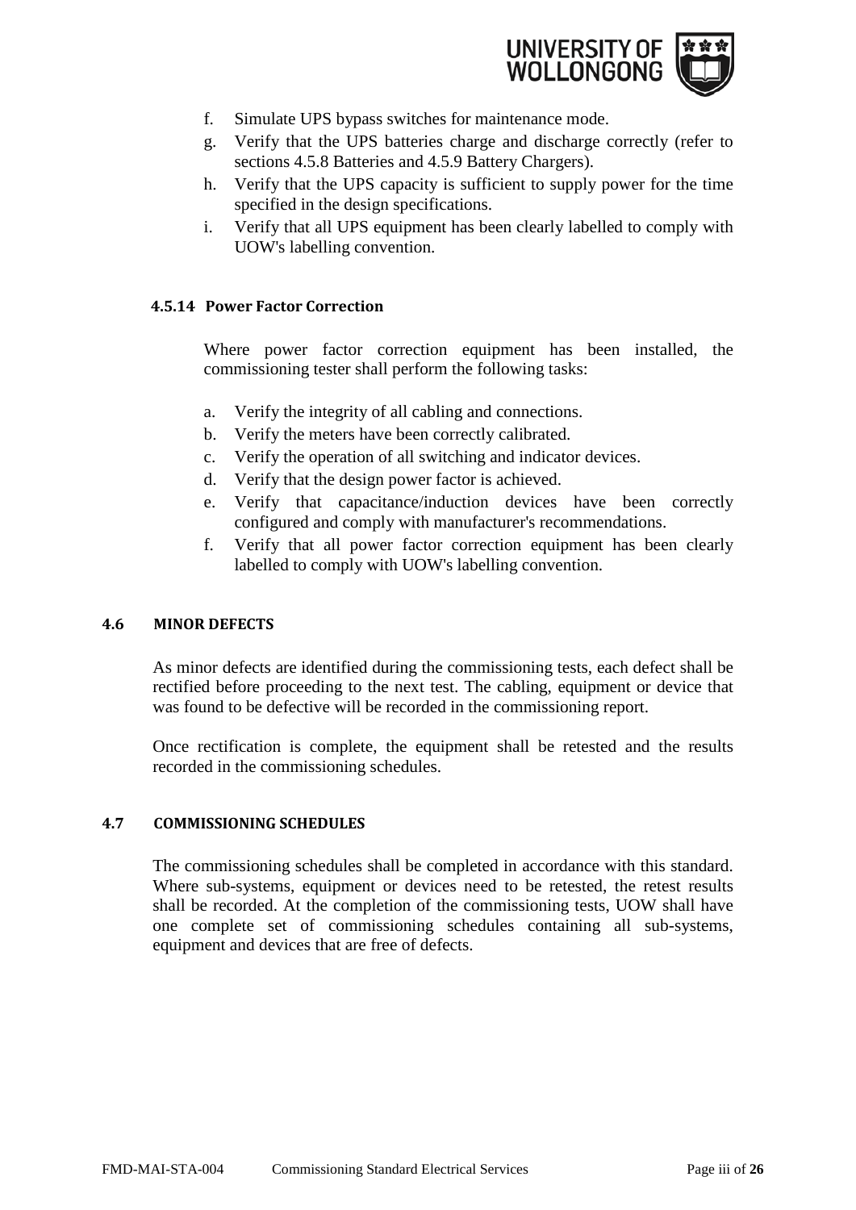f. Simulate UPS bypass switches for maintenance mode.
g. Verify that the UPS batteries charge and discharge correctly (refer to sections 4.5.8 Batteries and 4.5.9 Battery Chargers).
h. Verify that the UPS capacity is sufficient to supply power for the time specified in the design specifications.
i. Verify that all UPS equipment has been clearly labelled to comply with UOW's labelling convention.

#### 4.5.14 Power Factor Correction

Where power factor correction equipment has been installed, the commissioning tester shall perform the following tasks:

a. Verify the integrity of all cabling and connections.
b. Verify the meters have been correctly calibrated.
c. Verify the operation of all switching and indicator devices.
d. Verify that the design power factor is achieved.
e. Verify that capacitance/induction devices have been correctly configured and comply with manufacturer's recommendations.
f. Verify that all power factor correction equipment has been clearly labelled to comply with UOW's labelling convention.

### 4.6 MINOR DEFECTS

As minor defects are identified during the commissioning tests, each defect shall be rectified before proceeding to the next test. The cabling, equipment or device that was found to be defective will be recorded in the commissioning report.

Once rectification is complete, the equipment shall be retested and the results recorded in the commissioning schedules.

### 4.7 COMMISSIONING SCHEDULES

The commissioning schedules shall be completed in accordance with this standard. Where sub-systems, equipment or devices need to be retested, the retest results shall be recorded. At the completion of the commissioning tests, UOW shall have one complete set of commissioning schedules containing all sub-systems, equipment and devices that are free of defects.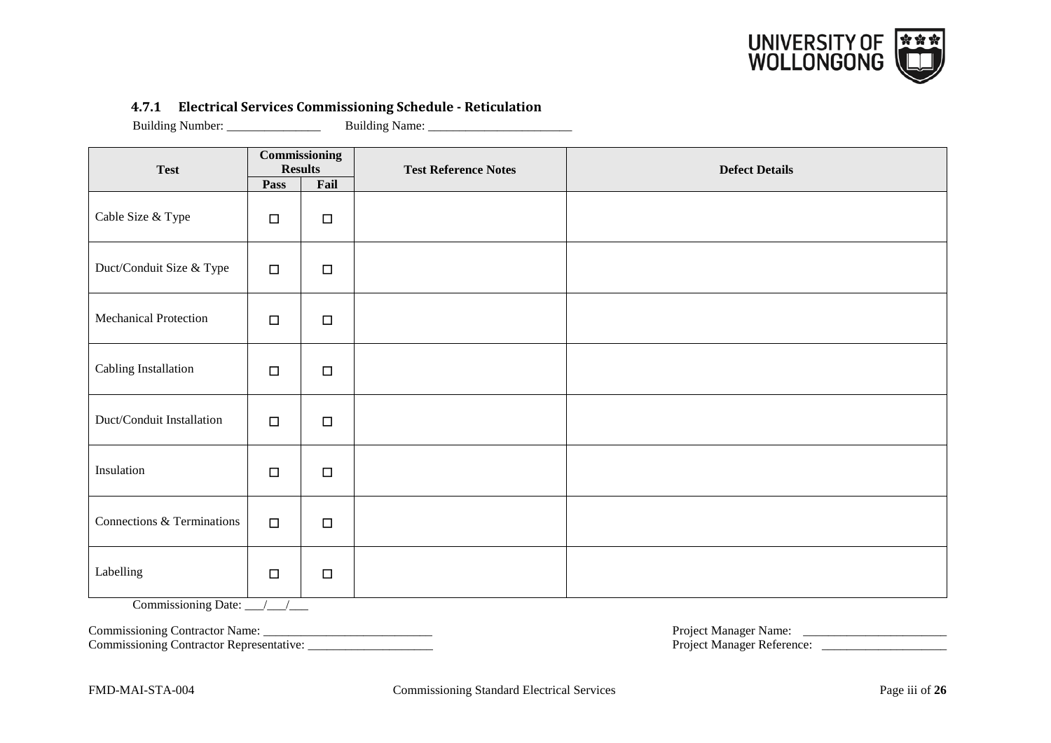### 4.7.1 Electrical Services Commissioning Schedule - Reticulation

Building Number: _______________ Building Name: _______________________

| Test | Commissioning Results | | Test Reference Notes | Defect Details |
|---|---|---|---|---|
| | Pass | Fail | | |
| Cable Size & Type | ☐ | ☐ | | |
| Duct/Conduit Size & Type | ☐ | ☐ | | |
| Mechanical Protection | ☐ | ☐ | | |
| Cabling Installation | ☐ | ☐ | | |
| Duct/Conduit Installation | ☐ | ☐ | | |
| Insulation | ☐ | ☐ | | |
| Connections & Terminations | ☐ | ☐ | | |
| Labelling | ☐ | ☐ | | |

Commissioning Date: ___/___/___

Commissioning Contractor Name: ___________________________
Commissioning Contractor Representative: ____________________

Project Manager Name: _______________________
Project Manager Reference: ____________________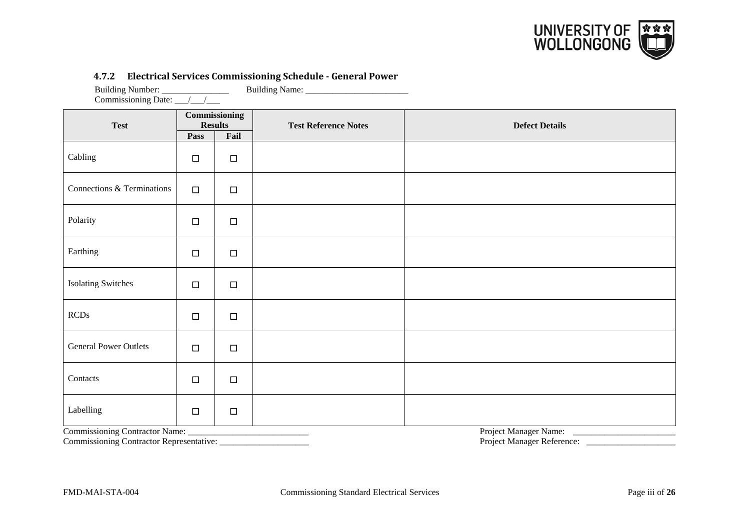### 4.7.2 Electrical Services Commissioning Schedule - General Power

Building Number: _______________ Building Name: _______________________

Commissioning Date: ___/___/___

| Test | Commissioning Results | | Test Reference Notes | Defect Details |
|---|---|---|---|---|
| | Pass | Fail | | |
| Cabling | ☐ | ☐ | | |
| Connections & Terminations | ☐ | ☐ | | |
| Polarity | ☐ | ☐ | | |
| Earthing | ☐ | ☐ | | |
| Isolating Switches | ☐ | ☐ | | |
| RCDs | ☐ | ☐ | | |
| General Power Outlets | ☐ | ☐ | | |
| Contacts | ☐ | ☐ | | |
| Labelling | ☐ | ☐ | | |

Commissioning Contractor Name: ___________________________

Commissioning Contractor Representative: ____________________

Project Manager Name: _______________________

Project Manager Reference: ____________________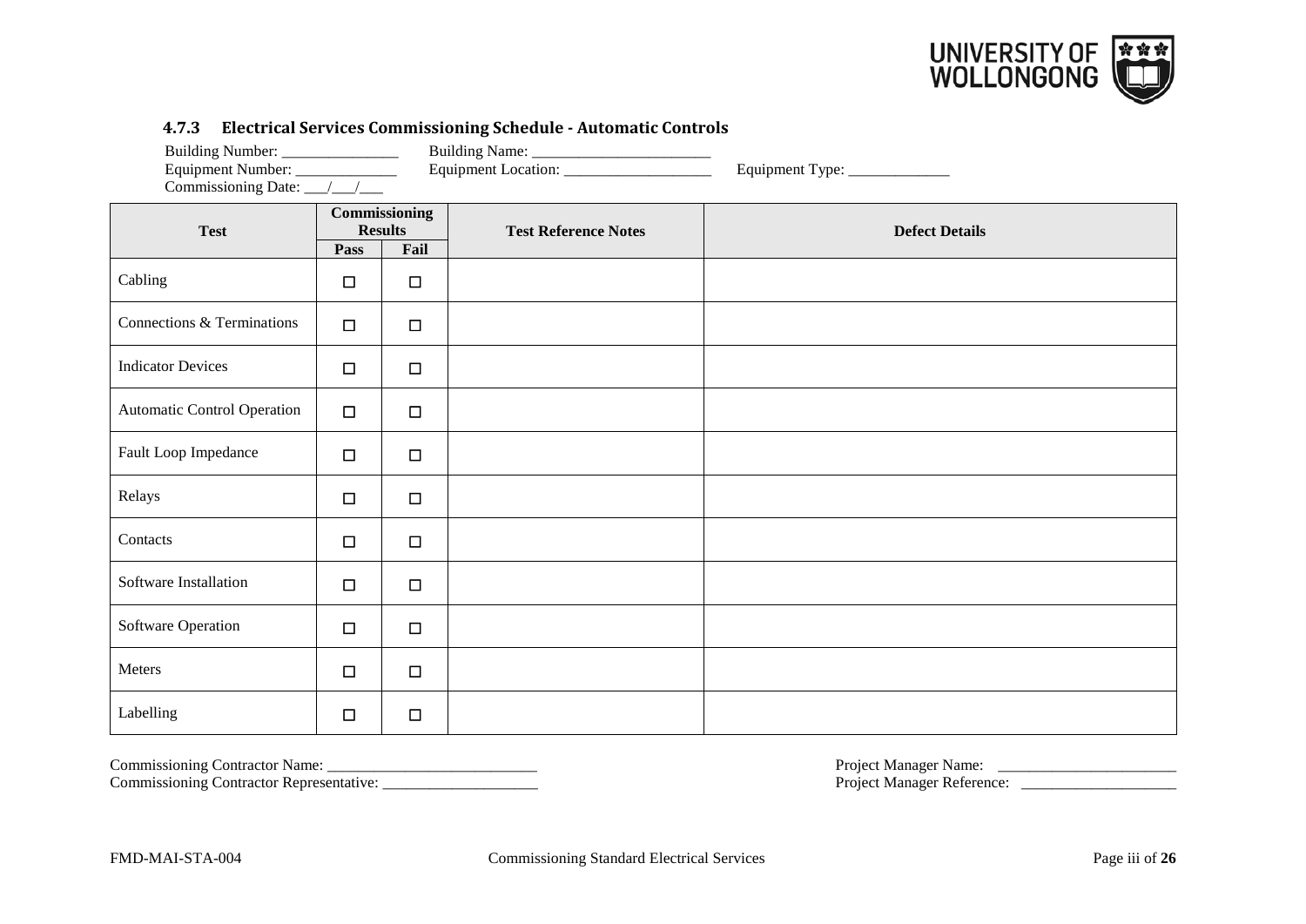#### 4.7.3 Electrical Services Commissioning Schedule - Automatic Controls

Building Number: _______________ Building Name: _______________________
Equipment Number: _____________ Equipment Location: ___________________ Equipment Type: _____________
Commissioning Date: ___/___/___

| Test | Commissioning Results | | Test Reference Notes | Defect Details |
|---|---|---|---|---|
| | Pass | Fail | | |
| Cabling | ☐ | ☐ | | |
| Connections & Terminations | ☐ | ☐ | | |
| Indicator Devices | ☐ | ☐ | | |
| Automatic Control Operation | ☐ | ☐ | | |
| Fault Loop Impedance | ☐ | ☐ | | |
| Relays | ☐ | ☐ | | |
| Contacts | ☐ | ☐ | | |
| Software Installation | ☐ | ☐ | | |
| Software Operation | ☐ | ☐ | | |
| Meters | ☐ | ☐ | | |
| Labelling | ☐ | ☐ | | |

Commissioning Contractor Name: ___________________________
Commissioning Contractor Representative: ____________________

Project Manager Name: _______________________
Project Manager Reference: ____________________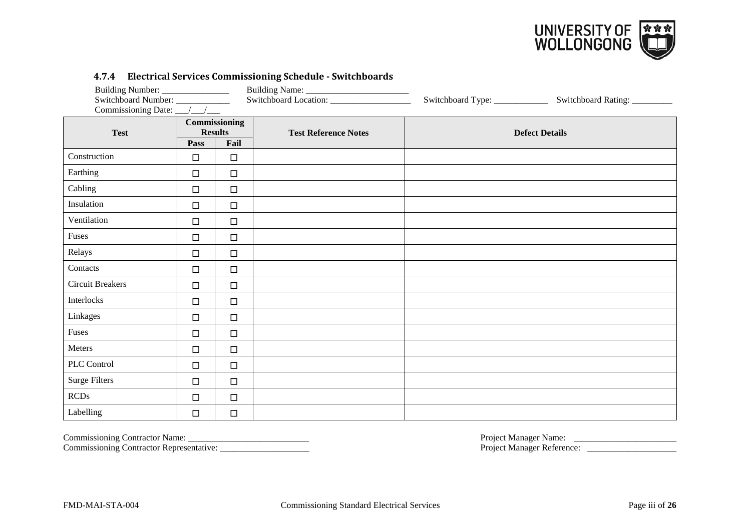### 4.7.4 Electrical Services Commissioning Schedule - Switchboards

Building Number: _______________ Building Name: ________________________
Switchboard Number: ____________ Switchboard Location: __________________ Switchboard Type: ____________ Switchboard Rating: _________
Commissioning Date: ___/___/___

| Test | Commissioning Results | | Test Reference Notes | Defect Details |
|---|---|---|---|---|
| | Pass | Fail | | |
| Construction | ☐ | ☐ | | |
| Earthing | ☐ | ☐ | | |
| Cabling | ☐ | ☐ | | |
| Insulation | ☐ | ☐ | | |
| Ventilation | ☐ | ☐ | | |
| Fuses | ☐ | ☐ | | |
| Relays | ☐ | ☐ | | |
| Contacts | ☐ | ☐ | | |
| Circuit Breakers | ☐ | ☐ | | |
| Interlocks | ☐ | ☐ | | |
| Linkages | ☐ | ☐ | | |
| Fuses | ☐ | ☐ | | |
| Meters | ☐ | ☐ | | |
| PLC Control | ☐ | ☐ | | |
| Surge Filters | ☐ | ☐ | | |
| RCDs | ☐ | ☐ | | |
| Labelling | ☐ | ☐ | | |

Commissioning Contractor Name: ____________________________
Commissioning Contractor Representative: ____________________

Project Manager Name: _______________________
Project Manager Reference: ____________________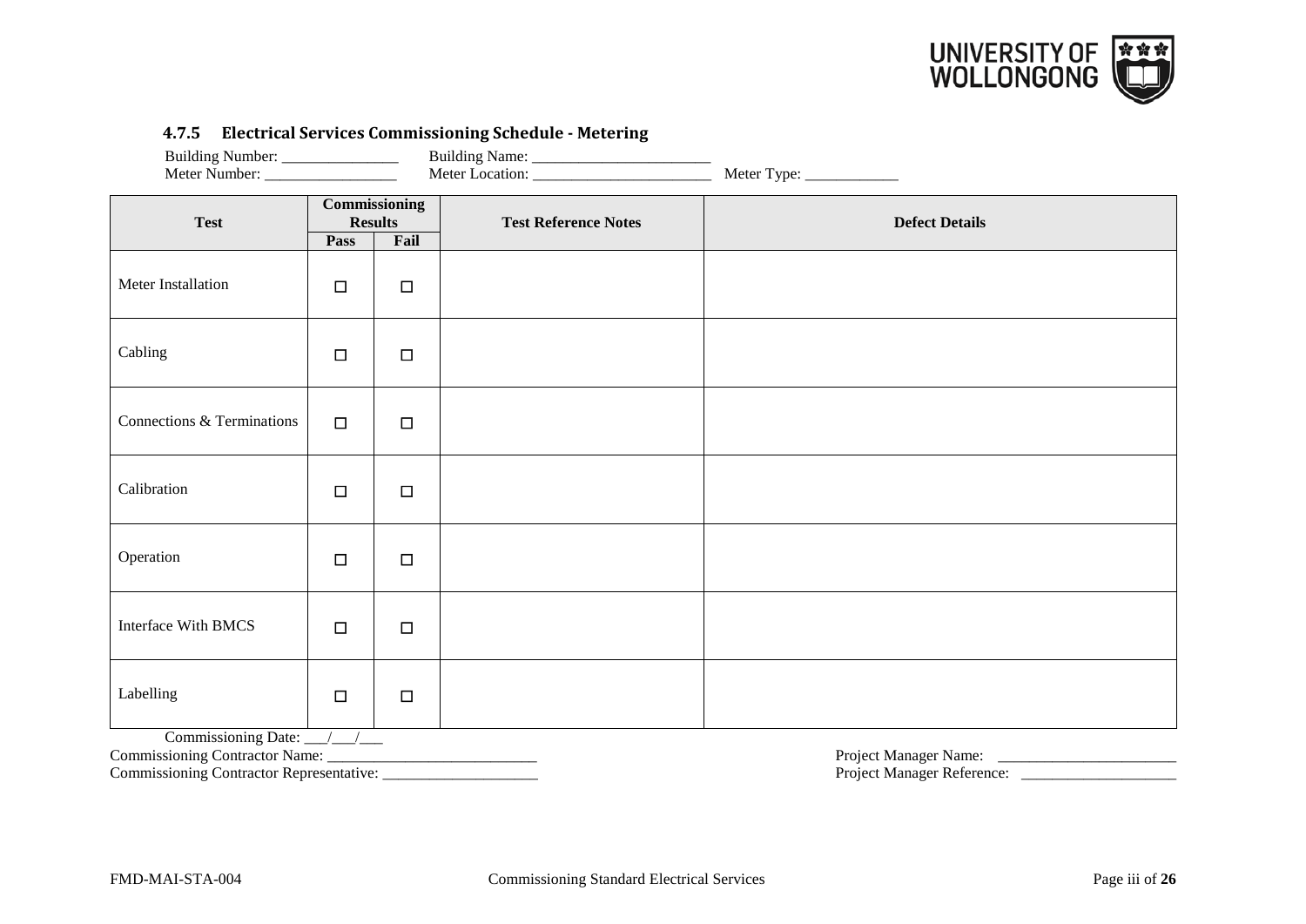### 4.7.5 Electrical Services Commissioning Schedule - Metering

Building Number: _______________ Building Name: _______________________
Meter Number: _________________ Meter Location: _______________________ Meter Type: ____________

| Test | Commissioning Results | | Test Reference Notes | Defect Details |
|---|---|---|---|---|
| | Pass | Fail | | |
| Meter Installation | ☐ | ☐ | | |
| Cabling | ☐ | ☐ | | |
| Connections & Terminations | ☐ | ☐ | | |
| Calibration | ☐ | ☐ | | |
| Operation | ☐ | ☐ | | |
| Interface With BMCS | ☐ | ☐ | | |
| Labelling | ☐ | ☐ | | |

Commissioning Date: ___/___/___
Commissioning Contractor Name: ____________________________
Commissioning Contractor Representative: _____________________

Project Manager Name: _______________________
Project Manager Reference: ____________________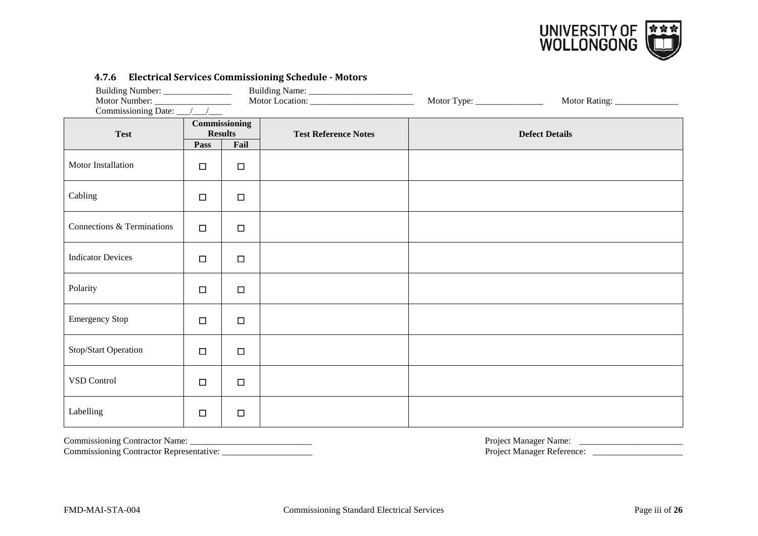### 4.7.6 Electrical Services Commissioning Schedule - Motors

Building Number: _______________ Building Name: ________________________
Motor Number: _________________ Motor Location: ________________________ Motor Type: _______________ Motor Rating: ______________
Commissioning Date: ___/___/___

| Test | Commissioning Results | | Test Reference Notes | Defect Details |
|---|---|---|---|---|
| | Pass | Fail | | |
| Motor Installation | ☐ | ☐ | | |
| Cabling | ☐ | ☐ | | |
| Connections & Terminations | ☐ | ☐ | | |
| Indicator Devices | ☐ | ☐ | | |
| Polarity | ☐ | ☐ | | |
| Emergency Stop | ☐ | ☐ | | |
| Stop/Start Operation | ☐ | ☐ | | |
| VSD Control | ☐ | ☐ | | |
| Labelling | ☐ | ☐ | | |

Commissioning Contractor Name: ____________________________
Commissioning Contractor Representative: ____________________

Project Manager Name: _______________________
Project Manager Reference: ____________________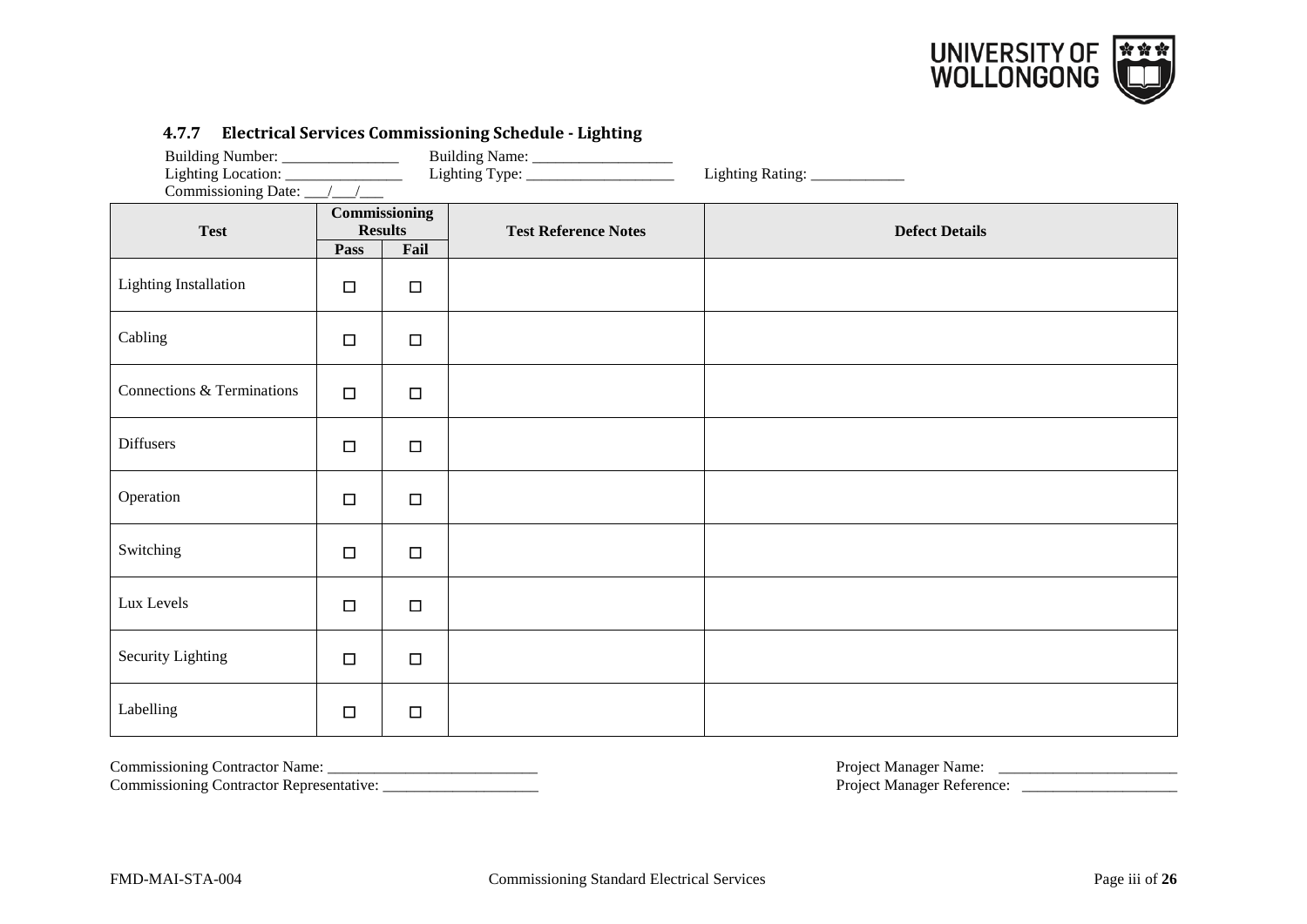#### 4.7.7 Electrical Services Commissioning Schedule - Lighting

Building Number: _______________ Building Name: __________________
Lighting Location: ________________ Lighting Type: ___________________ Lighting Rating: ____________
Commissioning Date: ___/___/___

| Test | Commissioning Results | | Test Reference Notes | Defect Details |
|---|---|---|---|---|
| | Pass | Fail | | |
| Lighting Installation | ☐ | ☐ | | |
| Cabling | ☐ | ☐ | | |
| Connections & Terminations | ☐ | ☐ | | |
| Diffusers | ☐ | ☐ | | |
| Operation | ☐ | ☐ | | |
| Switching | ☐ | ☐ | | |
| Lux Levels | ☐ | ☐ | | |
| Security Lighting | ☐ | ☐ | | |
| Labelling | ☐ | ☐ | | |

Commissioning Contractor Name: ____________________________
Commissioning Contractor Representative: ____________________

Project Manager Name: _______________________
Project Manager Reference: ____________________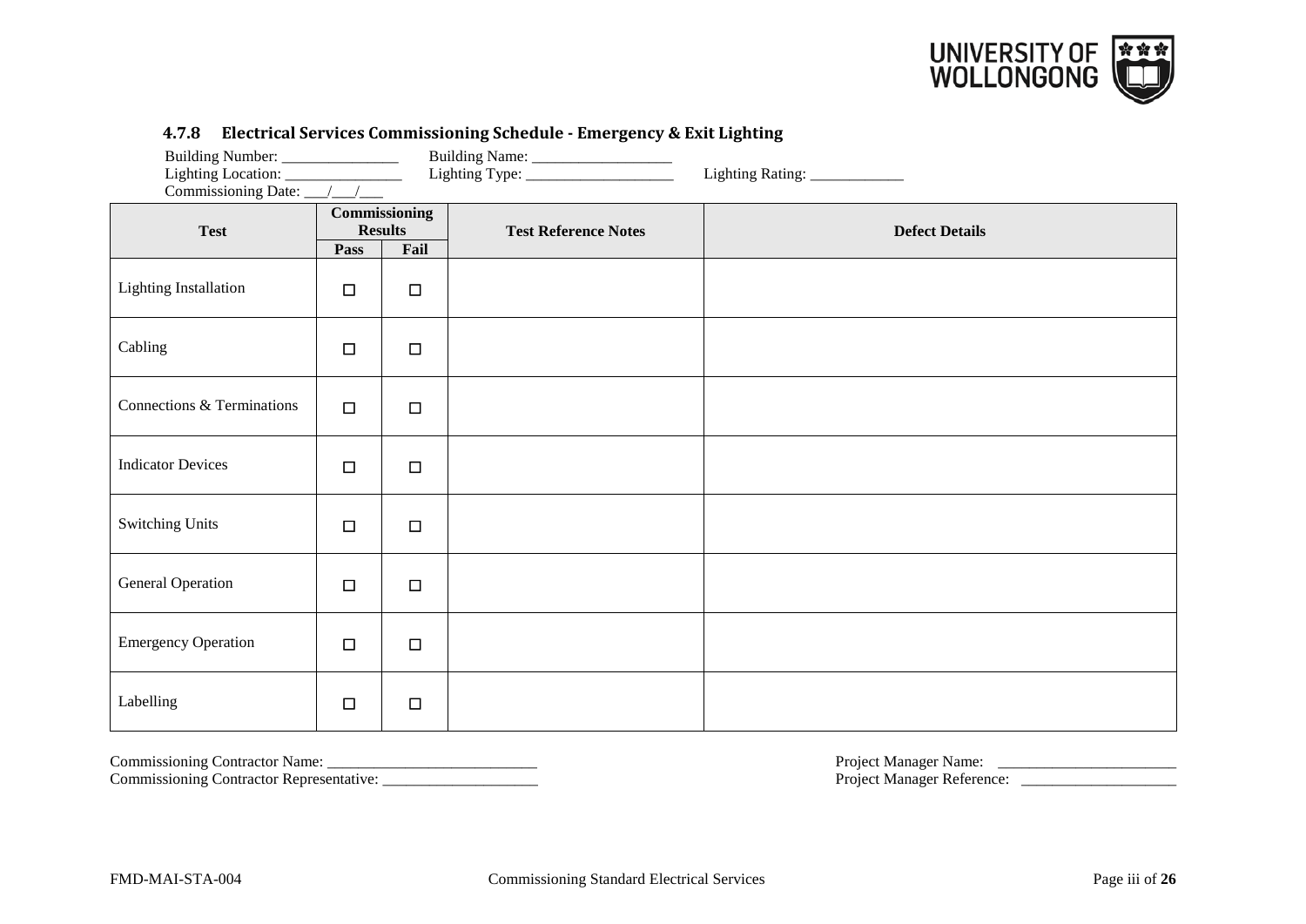### 4.7.8 Electrical Services Commissioning Schedule - Emergency & Exit Lighting

Building Number: _______________ Building Name: __________________
Lighting Location: _______________ Lighting Type: ___________________ Lighting Rating: ____________
Commissioning Date: ___/___/___

| Test | Commissioning Results | | Test Reference Notes | Defect Details |
|---|---|---|---|---|
| | Pass | Fail | | |
| Lighting Installation | ☐ | ☐ | | |
| Cabling | ☐ | ☐ | | |
| Connections & Terminations | ☐ | ☐ | | |
| Indicator Devices | ☐ | ☐ | | |
| Switching Units | ☐ | ☐ | | |
| General Operation | ☐ | ☐ | | |
| Emergency Operation | ☐ | ☐ | | |
| Labelling | ☐ | ☐ | | |

Commissioning Contractor Name: ___________________________
Commissioning Contractor Representative: ____________________

Project Manager Name: _______________________
Project Manager Reference: ____________________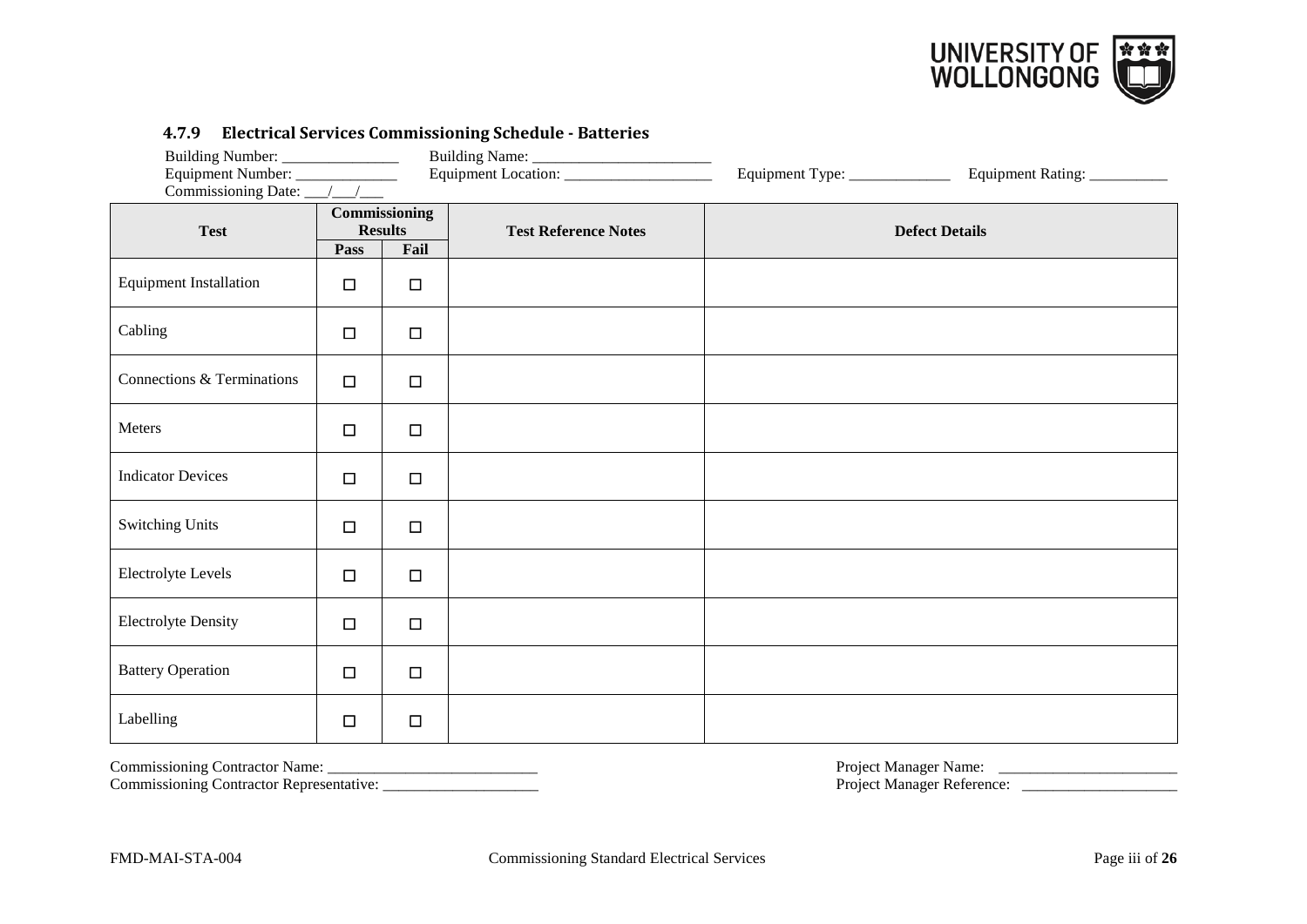#### 4.7.9 Electrical Services Commissioning Schedule - Batteries

Building Number: _______________ Building Name: ________________________
Equipment Number: _____________ Equipment Location: ___________________ Equipment Type: _____________ Equipment Rating: __________
Commissioning Date: ___/___/___

| Test | Commissioning Results | | Test Reference Notes | Defect Details |
|---|---|---|---|---|
| | Pass | Fail | | |
| Equipment Installation | ☐ | ☐ | | |
| Cabling | ☐ | ☐ | | |
| Connections & Terminations | ☐ | ☐ | | |
| Meters | ☐ | ☐ | | |
| Indicator Devices | ☐ | ☐ | | |
| Switching Units | ☐ | ☐ | | |
| Electrolyte Levels | ☐ | ☐ | | |
| Electrolyte Density | ☐ | ☐ | | |
| Battery Operation | ☐ | ☐ | | |
| Labelling | ☐ | ☐ | | |

Commissioning Contractor Name: ____________________________
Commissioning Contractor Representative: ____________________

Project Manager Name: _______________________
Project Manager Reference: ____________________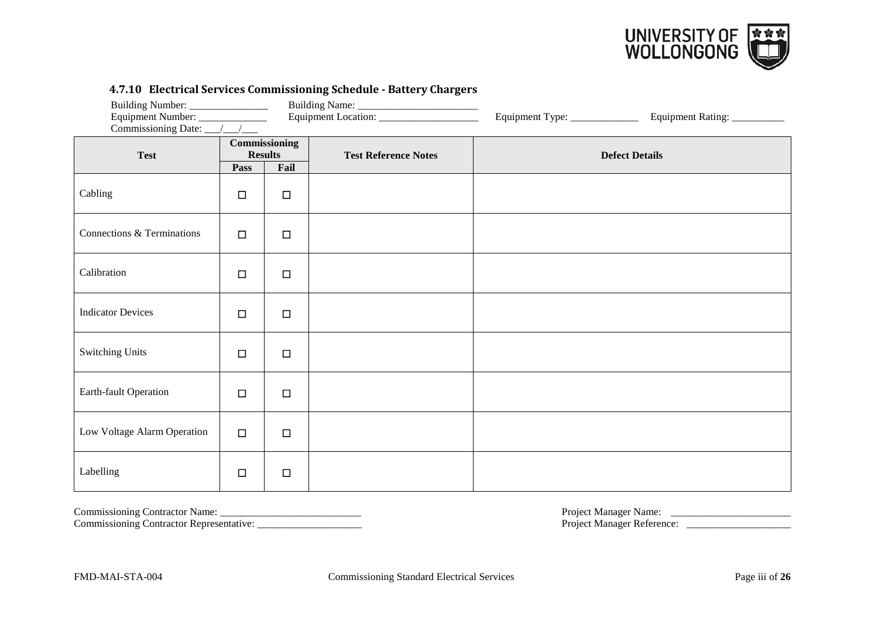### 4.7.10 Electrical Services Commissioning Schedule - Battery Chargers

Building Number: _______________ Building Name: ________________________
Equipment Number: _____________ Equipment Location: ___________________ Equipment Type: _____________ Equipment Rating: __________
Commissioning Date: ___/___/___

| Test | Commissioning Results | | Test Reference Notes | Defect Details |
|---|---|---|---|---|
| | Pass | Fail | | |
| Cabling | ☐ | ☐ | | |
| Connections & Terminations | ☐ | ☐ | | |
| Calibration | ☐ | ☐ | | |
| Indicator Devices | ☐ | ☐ | | |
| Switching Units | ☐ | ☐ | | |
| Earth-fault Operation | ☐ | ☐ | | |
| Low Voltage Alarm Operation | ☐ | ☐ | | |
| Labelling | ☐ | ☐ | | |

Commissioning Contractor Name: ____________________________
Commissioning Contractor Representative: ____________________

Project Manager Name: _______________________
Project Manager Reference: ____________________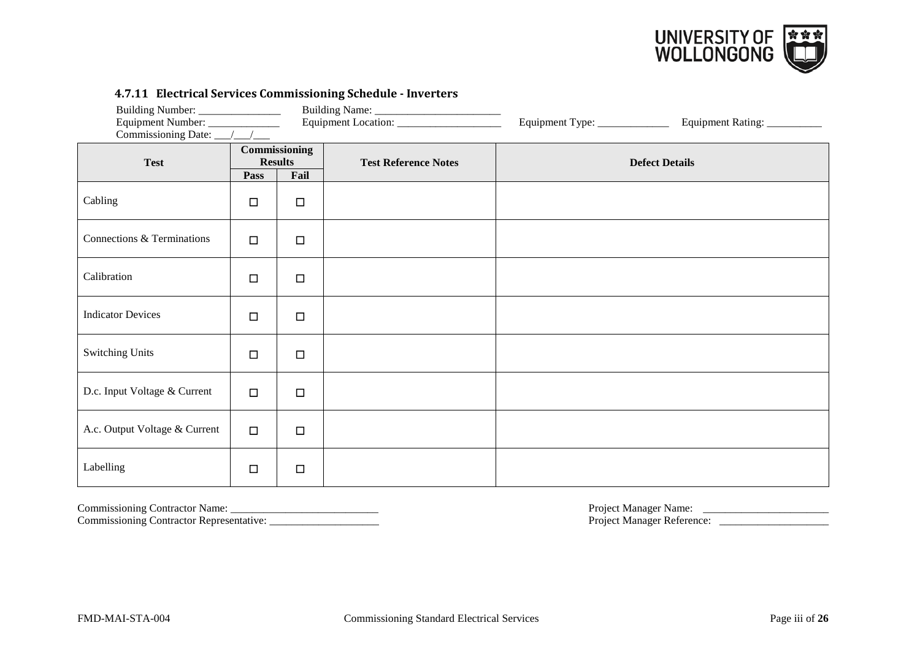### 4.7.11 Electrical Services Commissioning Schedule - Inverters

Building Number: _______________ Building Name: ________________________
Equipment Number: _____________ Equipment Location: ___________________ Equipment Type: _____________ Equipment Rating: __________
Commissioning Date: ___/___/___

| Test | Commissioning Results | | Test Reference Notes | Defect Details |
|---|---|---|---|---|
| | Pass | Fail | | |
| Cabling | ☐ | ☐ | | |
| Connections & Terminations | ☐ | ☐ | | |
| Calibration | ☐ | ☐ | | |
| Indicator Devices | ☐ | ☐ | | |
| Switching Units | ☐ | ☐ | | |
| D.c. Input Voltage & Current | ☐ | ☐ | | |
| A.c. Output Voltage & Current | ☐ | ☐ | | |
| Labelling | ☐ | ☐ | | |

Commissioning Contractor Name: ___________________________
Commissioning Contractor Representative: ____________________

Project Manager Name: _______________________
Project Manager Reference: ____________________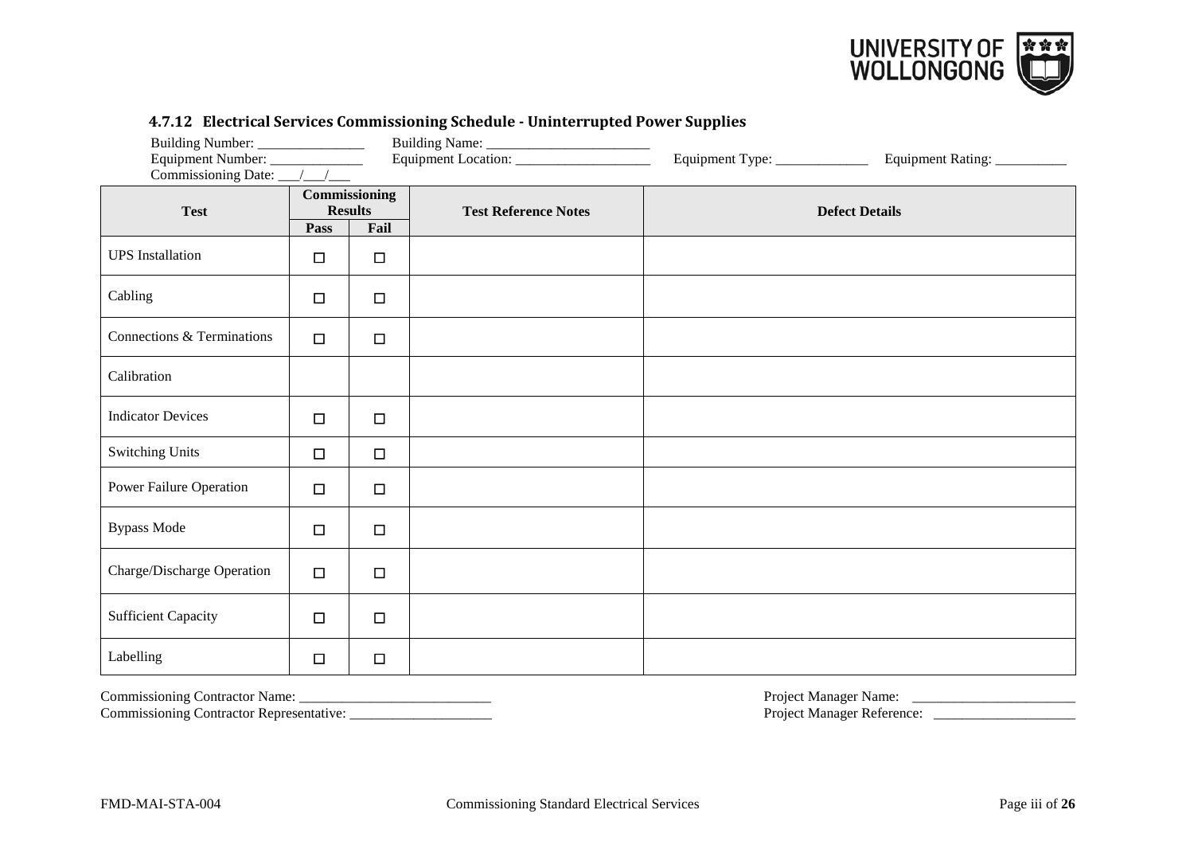#### 4.7.12 Electrical Services Commissioning Schedule - Uninterrupted Power Supplies

Building Number: _______________ Building Name: ________________________

Equipment Number: _____________ Equipment Location: ___________________ Equipment Type: _____________ Equipment Rating: __________

Commissioning Date: ___/___/___

| Test | Commissioning Results | | Test Reference Notes | Defect Details |
|---|---|---|---|---|
| | Pass | Fail | | |
| UPS Installation | ☐ | ☐ | | |
| Cabling | ☐ | ☐ | | |
| Connections & Terminations | ☐ | ☐ | | |
| Calibration | | | | |
| Indicator Devices | ☐ | ☐ | | |
| Switching Units | ☐ | ☐ | | |
| Power Failure Operation | ☐ | ☐ | | |
| Bypass Mode | ☐ | ☐ | | |
| Charge/Discharge Operation | ☐ | ☐ | | |
| Sufficient Capacity | ☐ | ☐ | | |
| Labelling | ☐ | ☐ | | |

Commissioning Contractor Name: ___________________________

Commissioning Contractor Representative: ____________________

Project Manager Name: _______________________

Project Manager Reference: ____________________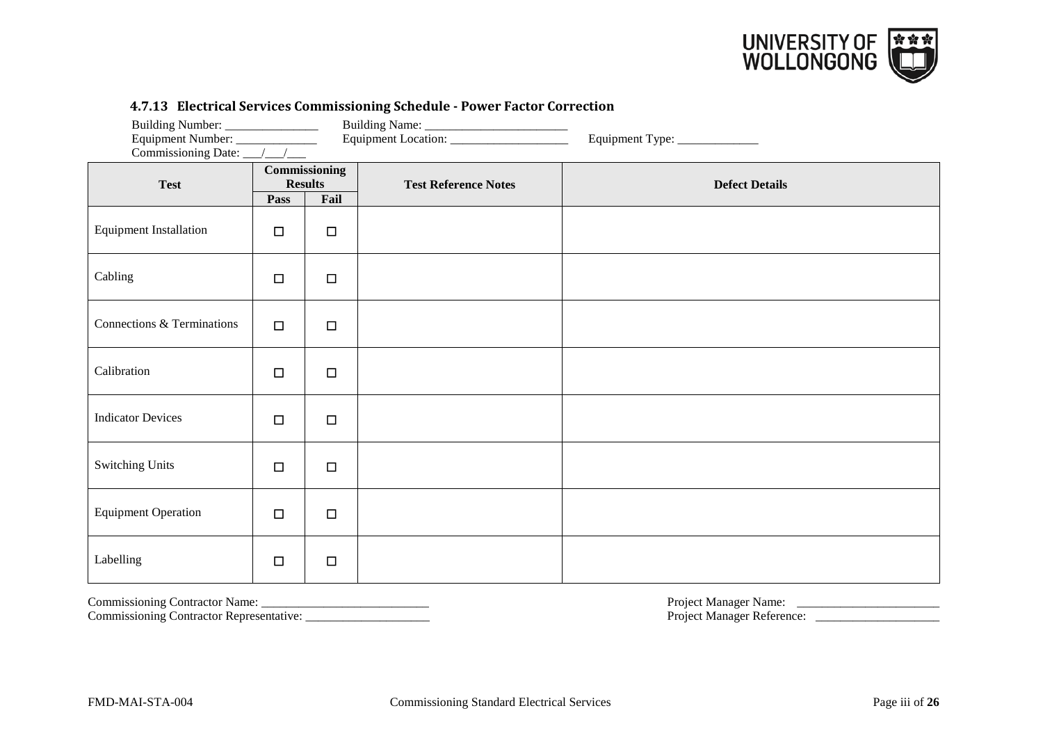### 4.7.13 Electrical Services Commissioning Schedule - Power Factor Correction

Building Number: _______________ Building Name: ________________________
Equipment Number: _____________ Equipment Location: ___________________ Equipment Type: _____________
Commissioning Date: ___/___/___

| Test | Commissioning Results | | Test Reference Notes | Defect Details |
|---|---|---|---|---|
| | Pass | Fail | | |
| Equipment Installation | ☐ | ☐ | | |
| Cabling | ☐ | ☐ | | |
| Connections & Terminations | ☐ | ☐ | | |
| Calibration | ☐ | ☐ | | |
| Indicator Devices | ☐ | ☐ | | |
| Switching Units | ☐ | ☐ | | |
| Equipment Operation | ☐ | ☐ | | |
| Labelling | ☐ | ☐ | | |

Commissioning Contractor Name: ___________________________
Commissioning Contractor Representative: ____________________

Project Manager Name: _______________________
Project Manager Reference: ____________________